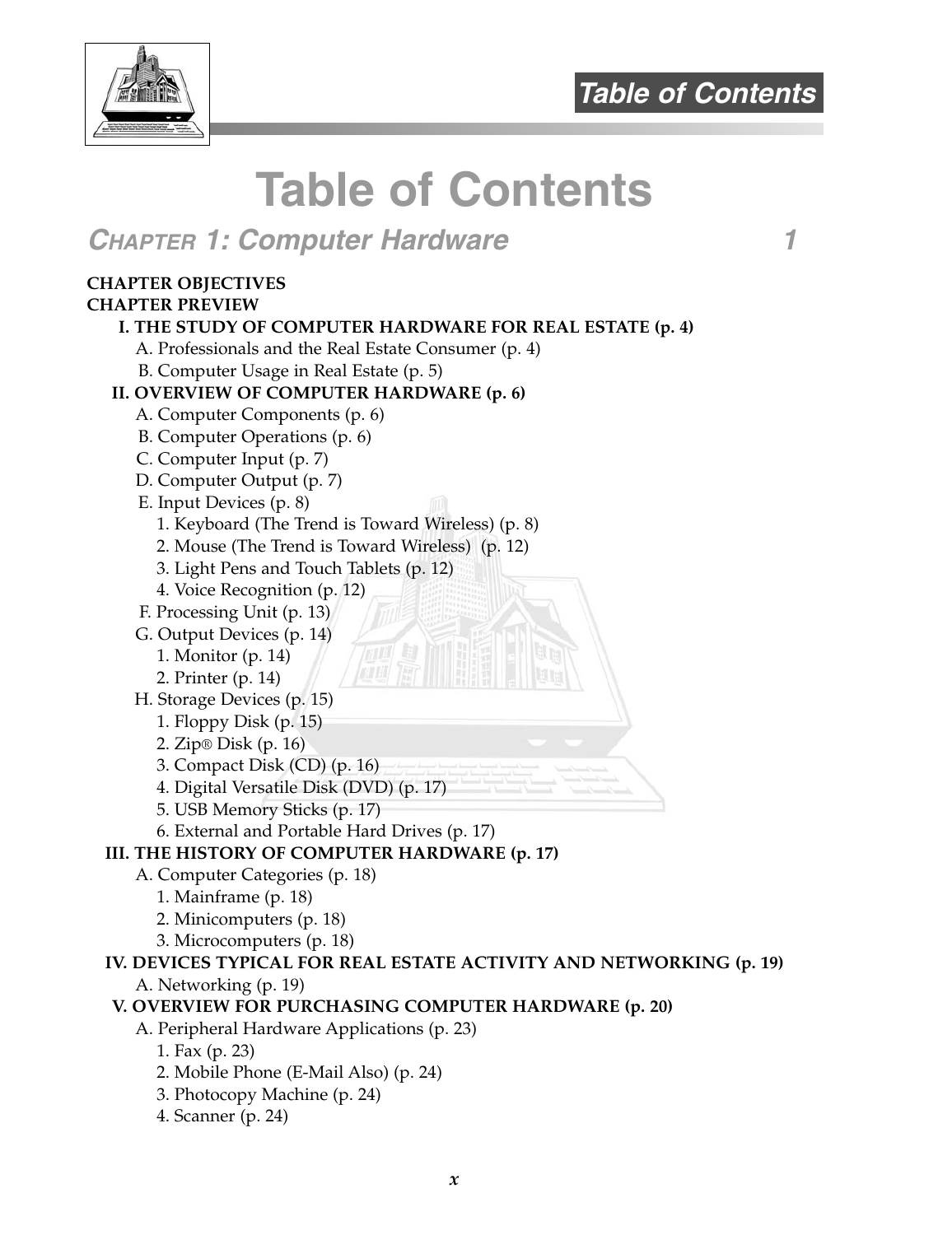# Table of Contents

## *CHAPTER 1: Computer Hardware* 1

**CHAPTER OBJECTIVES**
**CHAPTER PREVIEW**

**I. THE STUDY OF COMPUTER HARDWARE FOR REAL ESTATE (p. 4)**
- A. Professionals and the Real Estate Consumer (p. 4)
- B. Computer Usage in Real Estate (p. 5)

**II. OVERVIEW OF COMPUTER HARDWARE (p. 6)**
- A. Computer Components (p. 6)
- B. Computer Operations (p. 6)
- C. Computer Input (p. 7)
- D. Computer Output (p. 7)
- E. Input Devices (p. 8)
  1. Keyboard (The Trend is Toward Wireless) (p. 8)
  2. Mouse (The Trend is Toward Wireless) (p. 12)
  3. Light Pens and Touch Tablets (p. 12)
  4. Voice Recognition (p. 12)
- F. Processing Unit (p. 13)
- G. Output Devices (p. 14)
  1. Monitor (p. 14)
  2. Printer (p. 14)
- H. Storage Devices (p. 15)
  1. Floppy Disk (p. 15)
  2. Zip® Disk (p. 16)
  3. Compact Disk (CD) (p. 16)
  4. Digital Versatile Disk (DVD) (p. 17)
  5. USB Memory Sticks (p. 17)
  6. External and Portable Hard Drives (p. 17)

**III. THE HISTORY OF COMPUTER HARDWARE (p. 17)**
- A. Computer Categories (p. 18)
  1. Mainframe (p. 18)
  2. Minicomputers (p. 18)
  3. Microcomputers (p. 18)

**IV. DEVICES TYPICAL FOR REAL ESTATE ACTIVITY AND NETWORKING (p. 19)**
- A. Networking (p. 19)

**V. OVERVIEW FOR PURCHASING COMPUTER HARDWARE (p. 20)**
- A. Peripheral Hardware Applications (p. 23)
  1. Fax (p. 23)
  2. Mobile Phone (E-Mail Also) (p. 24)
  3. Photocopy Machine (p. 24)
  4. Scanner (p. 24)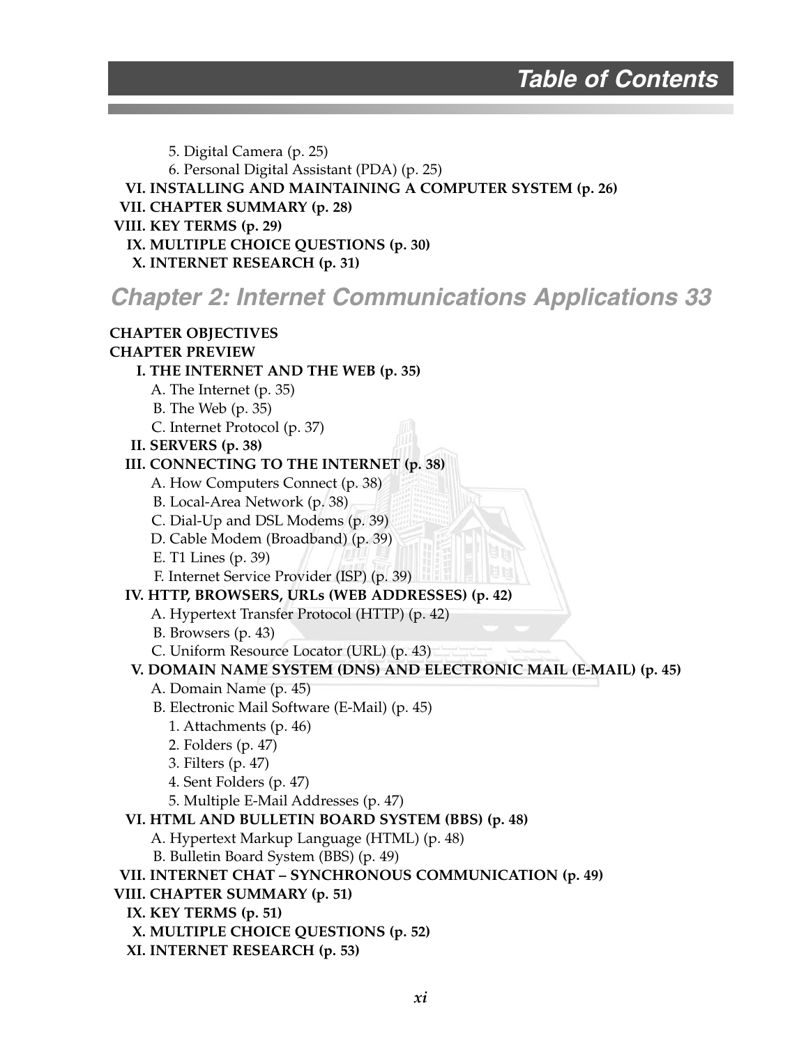# Table of Contents

5. Digital Camera (p. 25)
6. Personal Digital Assistant (PDA) (p. 25)

**VI. INSTALLING AND MAINTAINING A COMPUTER SYSTEM (p. 26)**
**VII. CHAPTER SUMMARY (p. 28)**
**VIII. KEY TERMS (p. 29)**
**IX. MULTIPLE CHOICE QUESTIONS (p. 30)**
**X. INTERNET RESEARCH (p. 31)**

## *Chapter 2: Internet Communications Applications 33*

**CHAPTER OBJECTIVES**
**CHAPTER PREVIEW**

**I. THE INTERNET AND THE WEB (p. 35)**
- A. The Internet (p. 35)
- B. The Web (p. 35)
- C. Internet Protocol (p. 37)

**II. SERVERS (p. 38)**

**III. CONNECTING TO THE INTERNET (p. 38)**
- A. How Computers Connect (p. 38)
- B. Local-Area Network (p. 38)
- C. Dial-Up and DSL Modems (p. 39)
- D. Cable Modem (Broadband) (p. 39)
- E. T1 Lines (p. 39)
- F. Internet Service Provider (ISP) (p. 39)

**IV. HTTP, BROWSERS, URLs (WEB ADDRESSES) (p. 42)**
- A. Hypertext Transfer Protocol (HTTP) (p. 42)
- B. Browsers (p. 43)
- C. Uniform Resource Locator (URL) (p. 43)

**V. DOMAIN NAME SYSTEM (DNS) AND ELECTRONIC MAIL (E-MAIL) (p. 45)**
- A. Domain Name (p. 45)
- B. Electronic Mail Software (E-Mail) (p. 45)
  1. Attachments (p. 46)
  2. Folders (p. 47)
  3. Filters (p. 47)
  4. Sent Folders (p. 47)
  5. Multiple E-Mail Addresses (p. 47)

**VI. HTML AND BULLETIN BOARD SYSTEM (BBS) (p. 48)**
- A. Hypertext Markup Language (HTML) (p. 48)
- B. Bulletin Board System (BBS) (p. 49)

**VII. INTERNET CHAT – SYNCHRONOUS COMMUNICATION (p. 49)**
**VIII. CHAPTER SUMMARY (p. 51)**
**IX. KEY TERMS (p. 51)**
**X. MULTIPLE CHOICE QUESTIONS (p. 52)**
**XI. INTERNET RESEARCH (p. 53)**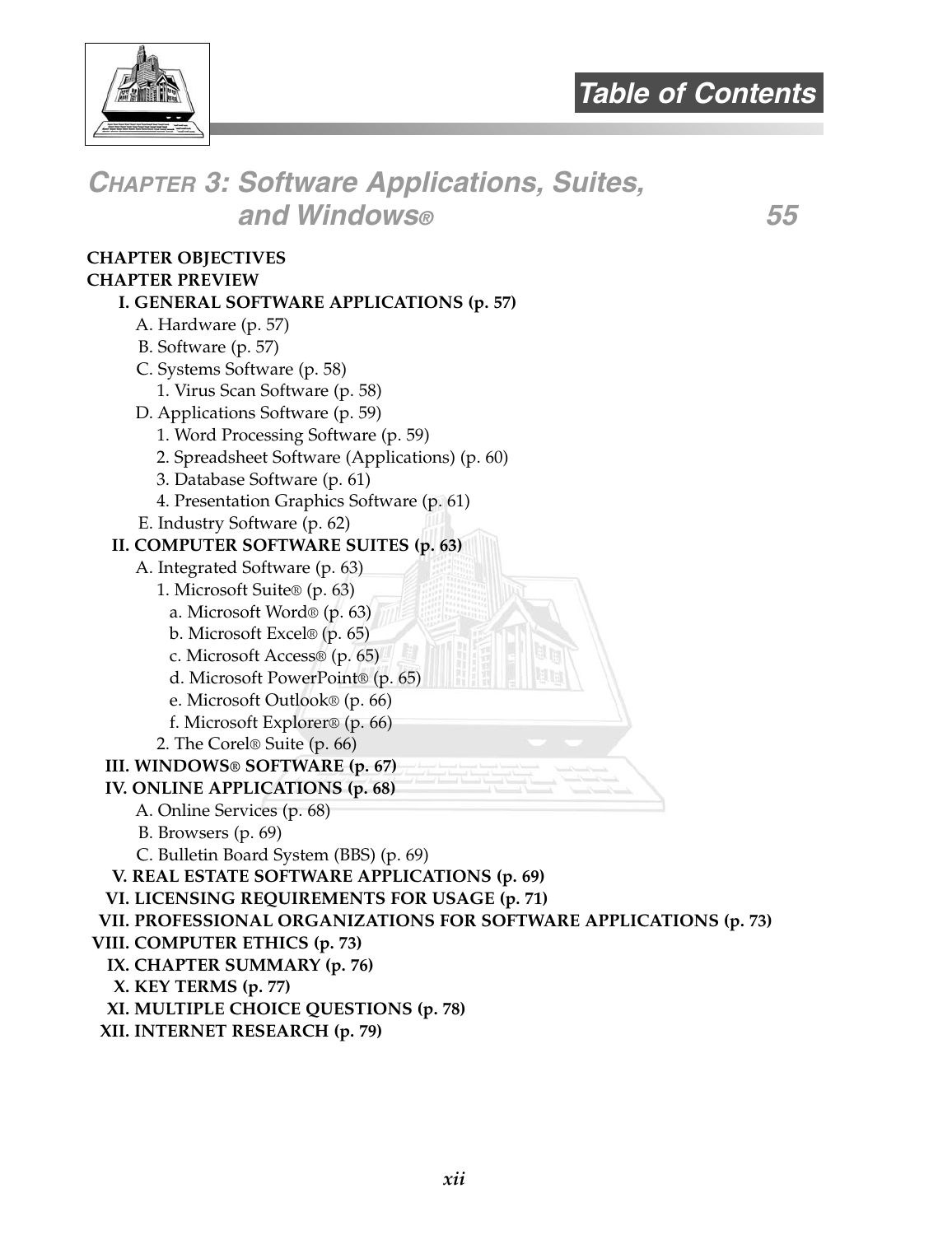# Table of Contents

## CHAPTER 3: Software Applications, Suites, and Windows® 55

**CHAPTER OBJECTIVES**

**CHAPTER PREVIEW**

- **I. GENERAL SOFTWARE APPLICATIONS (p. 57)**
  - A. Hardware (p. 57)
  - B. Software (p. 57)
  - C. Systems Software (p. 58)
    - 1. Virus Scan Software (p. 58)
  - D. Applications Software (p. 59)
    - 1. Word Processing Software (p. 59)
    - 2. Spreadsheet Software (Applications) (p. 60)
    - 3. Database Software (p. 61)
    - 4. Presentation Graphics Software (p. 61)
  - E. Industry Software (p. 62)
- **II. COMPUTER SOFTWARE SUITES (p. 63)**
  - A. Integrated Software (p. 63)
    - 1. Microsoft Suite® (p. 63)
      - a. Microsoft Word® (p. 63)
      - b. Microsoft Excel® (p. 65)
      - c. Microsoft Access® (p. 65)
      - d. Microsoft PowerPoint® (p. 65)
      - e. Microsoft Outlook® (p. 66)
      - f. Microsoft Explorer® (p. 66)
    - 2. The Corel® Suite (p. 66)
- **III. WINDOWS® SOFTWARE (p. 67)**
- **IV. ONLINE APPLICATIONS (p. 68)**
  - A. Online Services (p. 68)
  - B. Browsers (p. 69)
  - C. Bulletin Board System (BBS) (p. 69)
- **V. REAL ESTATE SOFTWARE APPLICATIONS (p. 69)**
- **VI. LICENSING REQUIREMENTS FOR USAGE (p. 71)**
- **VII. PROFESSIONAL ORGANIZATIONS FOR SOFTWARE APPLICATIONS (p. 73)**
- **VIII. COMPUTER ETHICS (p. 73)**
- **IX. CHAPTER SUMMARY (p. 76)**
- **X. KEY TERMS (p. 77)**
- **XI. MULTIPLE CHOICE QUESTIONS (p. 78)**
- **XII. INTERNET RESEARCH (p. 79)**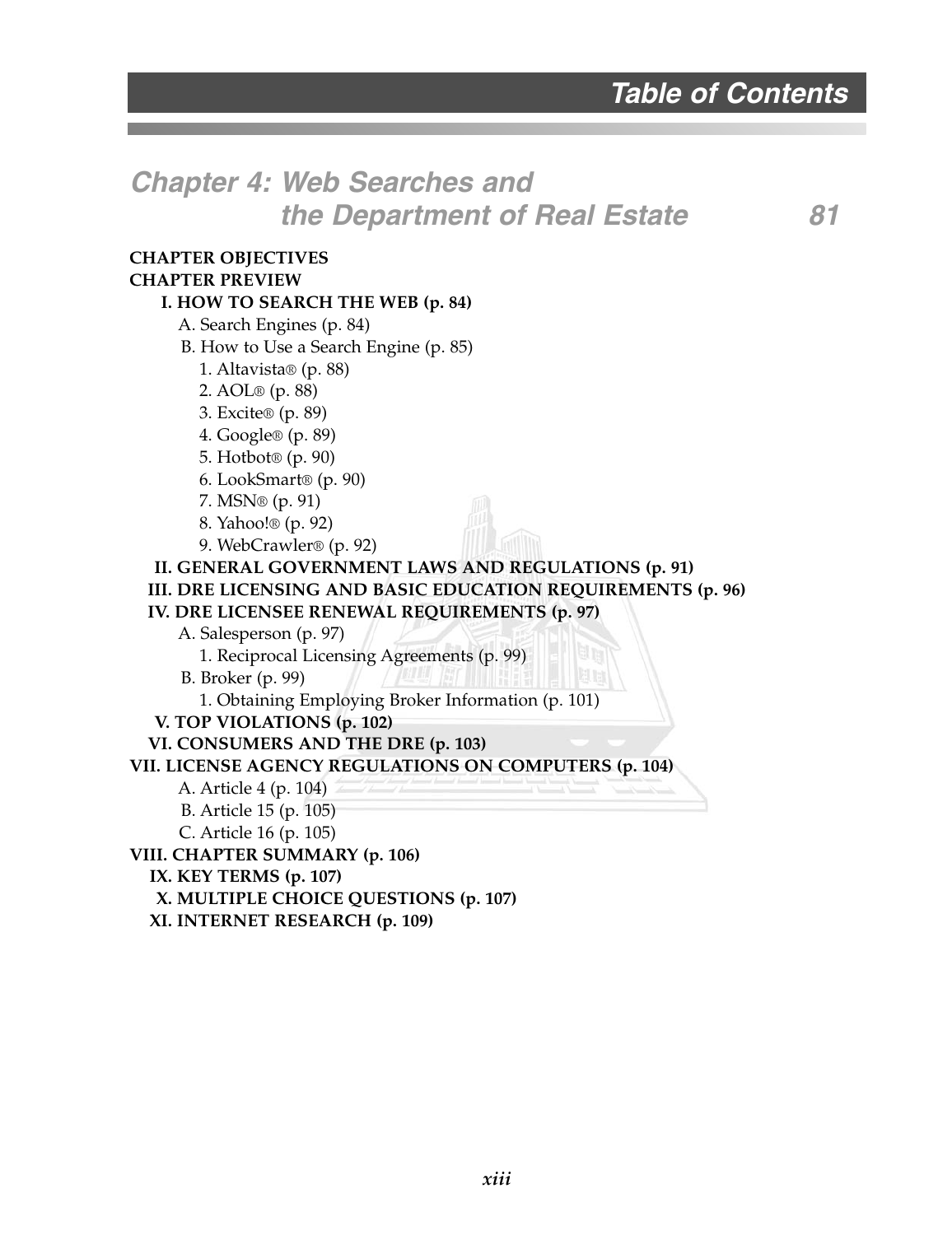# Table of Contents

## Chapter 4: Web Searches and the Department of Real Estate 81

**CHAPTER OBJECTIVES**

**CHAPTER PREVIEW**

**I. HOW TO SEARCH THE WEB (p. 84)**

- A. Search Engines (p. 84)
- B. How to Use a Search Engine (p. 85)
  1. Altavista® (p. 88)
  2. AOL® (p. 88)
  3. Excite® (p. 89)
  4. Google® (p. 89)
  5. Hotbot® (p. 90)
  6. LookSmart® (p. 90)
  7. MSN® (p. 91)
  8. Yahoo!® (p. 92)
  9. WebCrawler® (p. 92)

**II. GENERAL GOVERNMENT LAWS AND REGULATIONS (p. 91)**

**III. DRE LICENSING AND BASIC EDUCATION REQUIREMENTS (p. 96)**

**IV. DRE LICENSEE RENEWAL REQUIREMENTS (p. 97)**

- A. Salesperson (p. 97)
  1. Reciprocal Licensing Agreements (p. 99)
- B. Broker (p. 99)
  1. Obtaining Employing Broker Information (p. 101)

**V. TOP VIOLATIONS (p. 102)**

**VI. CONSUMERS AND THE DRE (p. 103)**

**VII. LICENSE AGENCY REGULATIONS ON COMPUTERS (p. 104)**

- A. Article 4 (p. 104)
- B. Article 15 (p. 105)
- C. Article 16 (p. 105)

**VIII. CHAPTER SUMMARY (p. 106)**

**IX. KEY TERMS (p. 107)**

**X. MULTIPLE CHOICE QUESTIONS (p. 107)**

**XI. INTERNET RESEARCH (p. 109)**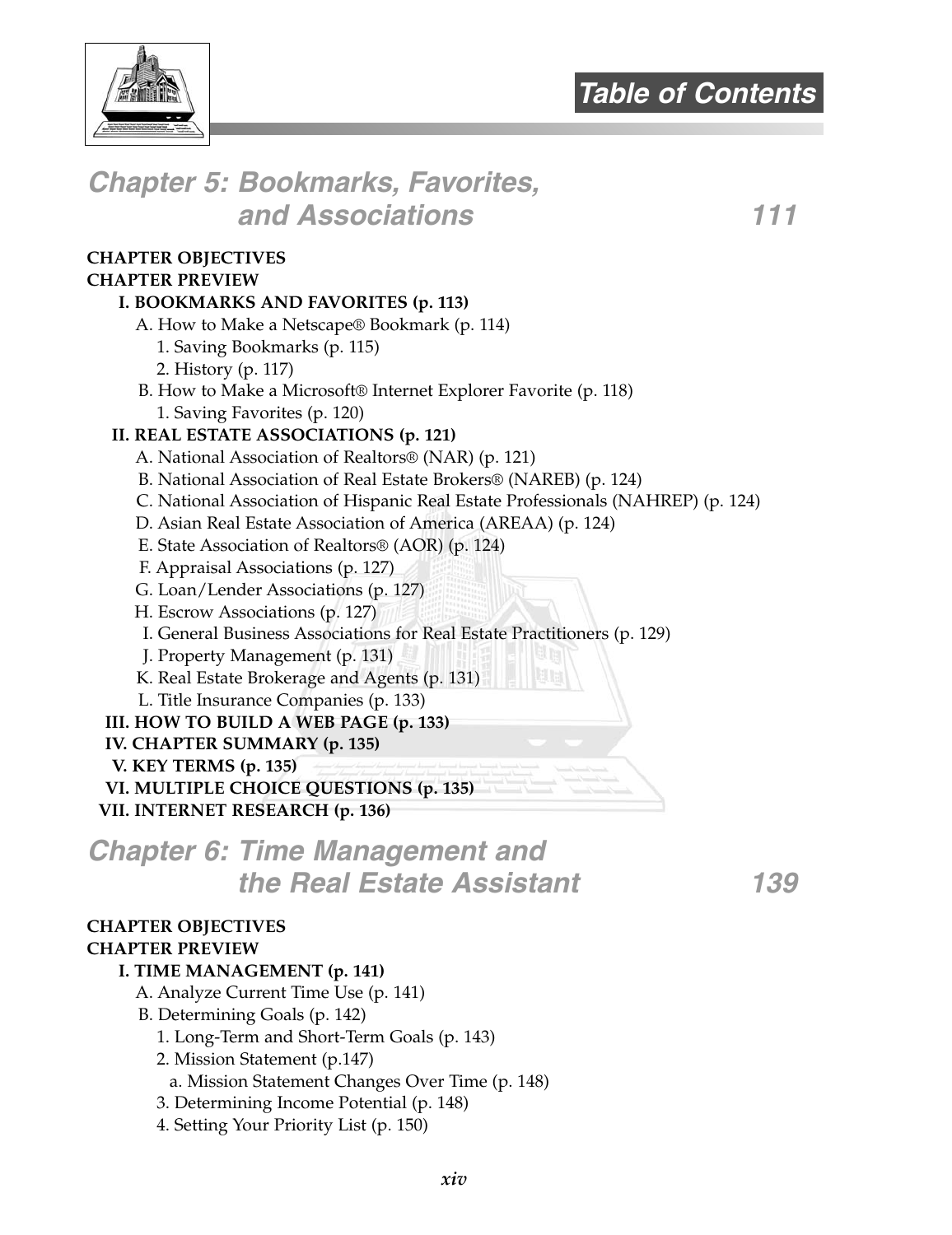# Table of Contents

## Chapter 5: Bookmarks, Favorites, and Associations 111

**CHAPTER OBJECTIVES**
**CHAPTER PREVIEW**

- **I. BOOKMARKS AND FAVORITES (p. 113)**
  - A. How to Make a Netscape® Bookmark (p. 114)
    - 1. Saving Bookmarks (p. 115)
    - 2. History (p. 117)
  - B. How to Make a Microsoft® Internet Explorer Favorite (p. 118)
    - 1. Saving Favorites (p. 120)
- **II. REAL ESTATE ASSOCIATIONS (p. 121)**
  - A. National Association of Realtors® (NAR) (p. 121)
  - B. National Association of Real Estate Brokers® (NAREB) (p. 124)
  - C. National Association of Hispanic Real Estate Professionals (NAHREP) (p. 124)
  - D. Asian Real Estate Association of America (AREAA) (p. 124)
  - E. State Association of Realtors® (AOR) (p. 124)
  - F. Appraisal Associations (p. 127)
  - G. Loan/Lender Associations (p. 127)
  - H. Escrow Associations (p. 127)
  - I. General Business Associations for Real Estate Practitioners (p. 129)
  - J. Property Management (p. 131)
  - K. Real Estate Brokerage and Agents (p. 131)
  - L. Title Insurance Companies (p. 133)
- **III. HOW TO BUILD A WEB PAGE (p. 133)**
- **IV. CHAPTER SUMMARY (p. 135)**
- **V. KEY TERMS (p. 135)**
- **VI. MULTIPLE CHOICE QUESTIONS (p. 135)**
- **VII. INTERNET RESEARCH (p. 136)**

## Chapter 6: Time Management and the Real Estate Assistant 139

**CHAPTER OBJECTIVES**
**CHAPTER PREVIEW**

- **I. TIME MANAGEMENT (p. 141)**
  - A. Analyze Current Time Use (p. 141)
  - B. Determining Goals (p. 142)
    - 1. Long-Term and Short-Term Goals (p. 143)
    - 2. Mission Statement (p.147)
      - a. Mission Statement Changes Over Time (p. 148)
    - 3. Determining Income Potential (p. 148)
    - 4. Setting Your Priority List (p. 150)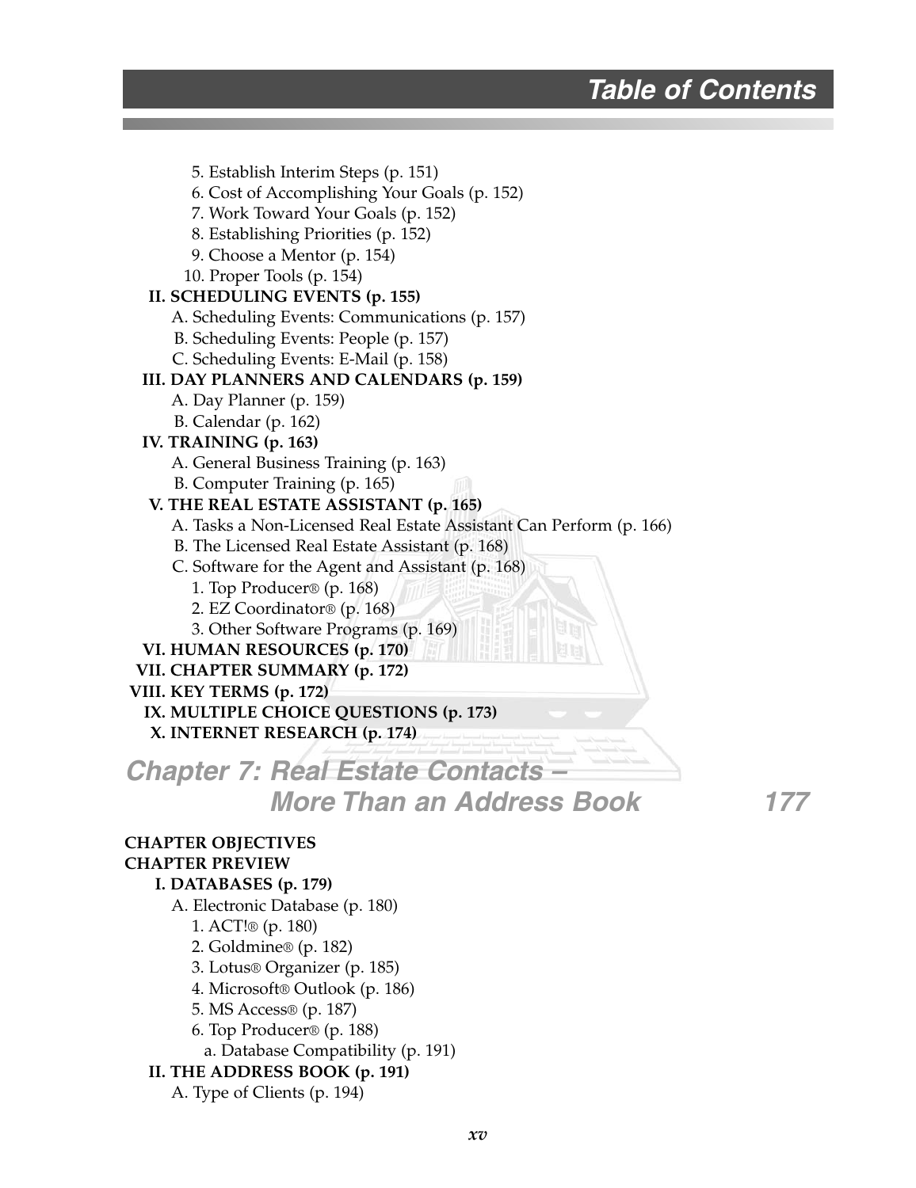5. Establish Interim Steps (p. 151)
6. Cost of Accomplishing Your Goals (p. 152)
7. Work Toward Your Goals (p. 152)
8. Establishing Priorities (p. 152)
9. Choose a Mentor (p. 154)
10. Proper Tools (p. 154)

**II. SCHEDULING EVENTS (p. 155)**

A. Scheduling Events: Communications (p. 157)
B. Scheduling Events: People (p. 157)
C. Scheduling Events: E-Mail (p. 158)

**III. DAY PLANNERS AND CALENDARS (p. 159)**

A. Day Planner (p. 159)
B. Calendar (p. 162)

**IV. TRAINING (p. 163)**

A. General Business Training (p. 163)
B. Computer Training (p. 165)

**V. THE REAL ESTATE ASSISTANT (p. 165)**

A. Tasks a Non-Licensed Real Estate Assistant Can Perform (p. 166)
B. The Licensed Real Estate Assistant (p. 168)
C. Software for the Agent and Assistant (p. 168)
1. Top Producer® (p. 168)
2. EZ Coordinator® (p. 168)
3. Other Software Programs (p. 169)

**VI. HUMAN RESOURCES (p. 170)**

**VII. CHAPTER SUMMARY (p. 172)**

**VIII. KEY TERMS (p. 172)**

**IX. MULTIPLE CHOICE QUESTIONS (p. 173)**

**X. INTERNET RESEARCH (p. 174)**

## *Chapter 7: Real Estate Contacts – More Than an Address Book* 177

**CHAPTER OBJECTIVES**

**CHAPTER PREVIEW**

**I. DATABASES (p. 179)**

A. Electronic Database (p. 180)
1. ACT!® (p. 180)
2. Goldmine® (p. 182)
3. Lotus® Organizer (p. 185)
4. Microsoft® Outlook (p. 186)
5. MS Access® (p. 187)
6. Top Producer® (p. 188)
a. Database Compatibility (p. 191)

**II. THE ADDRESS BOOK (p. 191)**

A. Type of Clients (p. 194)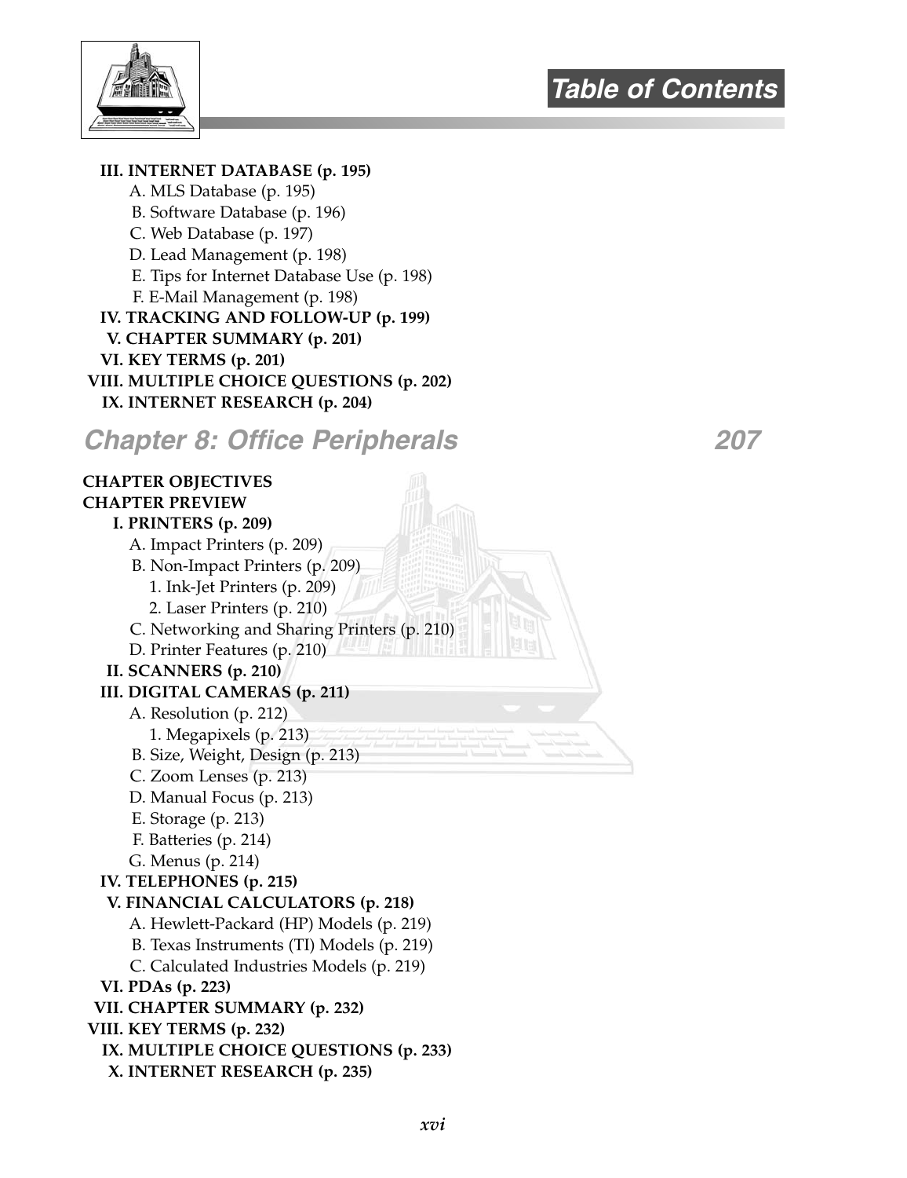**III. INTERNET DATABASE (p. 195)**

A. MLS Database (p. 195)
B. Software Database (p. 196)
C. Web Database (p. 197)
D. Lead Management (p. 198)
E. Tips for Internet Database Use (p. 198)
F. E-Mail Management (p. 198)

**IV. TRACKING AND FOLLOW-UP (p. 199)**
**V. CHAPTER SUMMARY (p. 201)**
**VI. KEY TERMS (p. 201)**
**VIII. MULTIPLE CHOICE QUESTIONS (p. 202)**
**IX. INTERNET RESEARCH (p. 204)**

## *Chapter 8: Office Peripherals* 207

**CHAPTER OBJECTIVES**
**CHAPTER PREVIEW**

**I. PRINTERS (p. 209)**

A. Impact Printers (p. 209)
B. Non-Impact Printers (p. 209)
  1. Ink-Jet Printers (p. 209)
  2. Laser Printers (p. 210)
C. Networking and Sharing Printers (p. 210)
D. Printer Features (p. 210)

**II. SCANNERS (p. 210)**

**III. DIGITAL CAMERAS (p. 211)**

A. Resolution (p. 212)
  1. Megapixels (p. 213)
B. Size, Weight, Design (p. 213)
C. Zoom Lenses (p. 213)
D. Manual Focus (p. 213)
E. Storage (p. 213)
F. Batteries (p. 214)
G. Menus (p. 214)

**IV. TELEPHONES (p. 215)**

**V. FINANCIAL CALCULATORS (p. 218)**

A. Hewlett-Packard (HP) Models (p. 219)
B. Texas Instruments (TI) Models (p. 219)
C. Calculated Industries Models (p. 219)

**VI. PDAs (p. 223)**
**VII. CHAPTER SUMMARY (p. 232)**
**VIII. KEY TERMS (p. 232)**
**IX. MULTIPLE CHOICE QUESTIONS (p. 233)**
**X. INTERNET RESEARCH (p. 235)**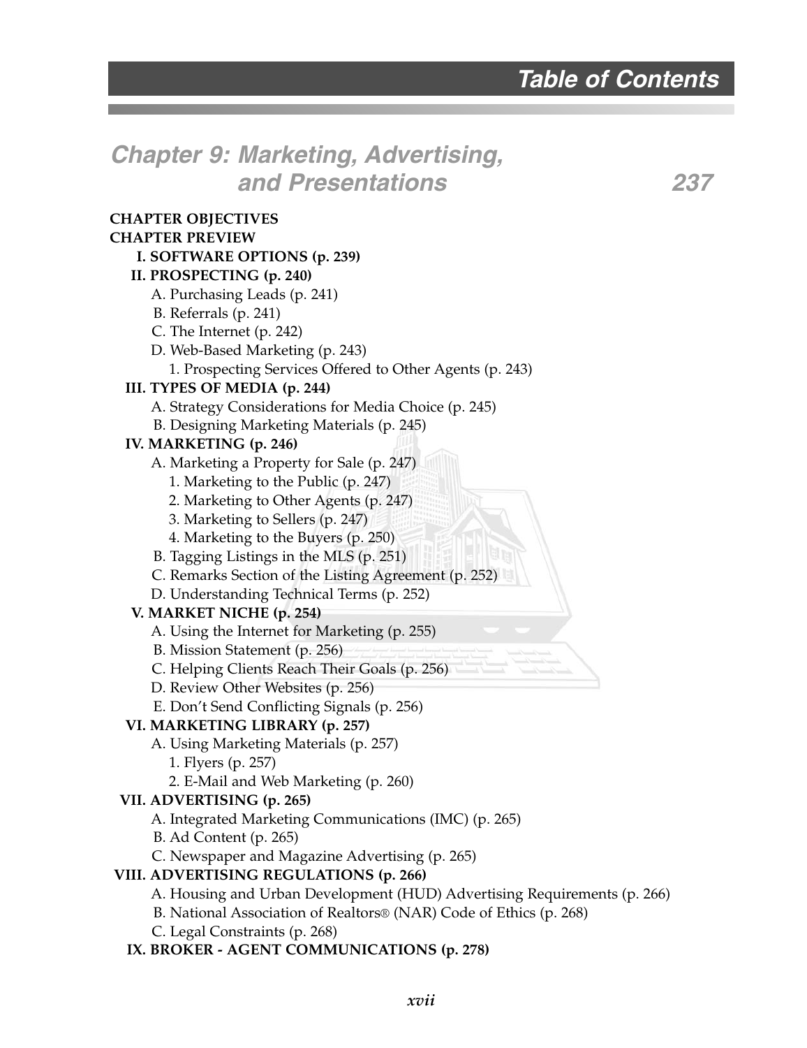# Table of Contents

## Chapter 9: Marketing, Advertising, and Presentations 237

**CHAPTER OBJECTIVES**

**CHAPTER PREVIEW**

- **I. SOFTWARE OPTIONS (p. 239)**
- **II. PROSPECTING (p. 240)**
  - A. Purchasing Leads (p. 241)
  - B. Referrals (p. 241)
  - C. The Internet (p. 242)
  - D. Web-Based Marketing (p. 243)
    - 1. Prospecting Services Offered to Other Agents (p. 243)
- **III. TYPES OF MEDIA (p. 244)**
  - A. Strategy Considerations for Media Choice (p. 245)
  - B. Designing Marketing Materials (p. 245)
- **IV. MARKETING (p. 246)**
  - A. Marketing a Property for Sale (p. 247)
    - 1. Marketing to the Public (p. 247)
    - 2. Marketing to Other Agents (p. 247)
    - 3. Marketing to Sellers (p. 247)
    - 4. Marketing to the Buyers (p. 250)
  - B. Tagging Listings in the MLS (p. 251)
  - C. Remarks Section of the Listing Agreement (p. 252)
  - D. Understanding Technical Terms (p. 252)
- **V. MARKET NICHE (p. 254)**
  - A. Using the Internet for Marketing (p. 255)
  - B. Mission Statement (p. 256)
  - C. Helping Clients Reach Their Goals (p. 256)
  - D. Review Other Websites (p. 256)
  - E. Don't Send Conflicting Signals (p. 256)
- **VI. MARKETING LIBRARY (p. 257)**
  - A. Using Marketing Materials (p. 257)
    - 1. Flyers (p. 257)
    - 2. E-Mail and Web Marketing (p. 260)
- **VII. ADVERTISING (p. 265)**
  - A. Integrated Marketing Communications (IMC) (p. 265)
  - B. Ad Content (p. 265)
  - C. Newspaper and Magazine Advertising (p. 265)
- **VIII. ADVERTISING REGULATIONS (p. 266)**
  - A. Housing and Urban Development (HUD) Advertising Requirements (p. 266)
  - B. National Association of Realtors® (NAR) Code of Ethics (p. 268)
  - C. Legal Constraints (p. 268)
- **IX. BROKER - AGENT COMMUNICATIONS (p. 278)**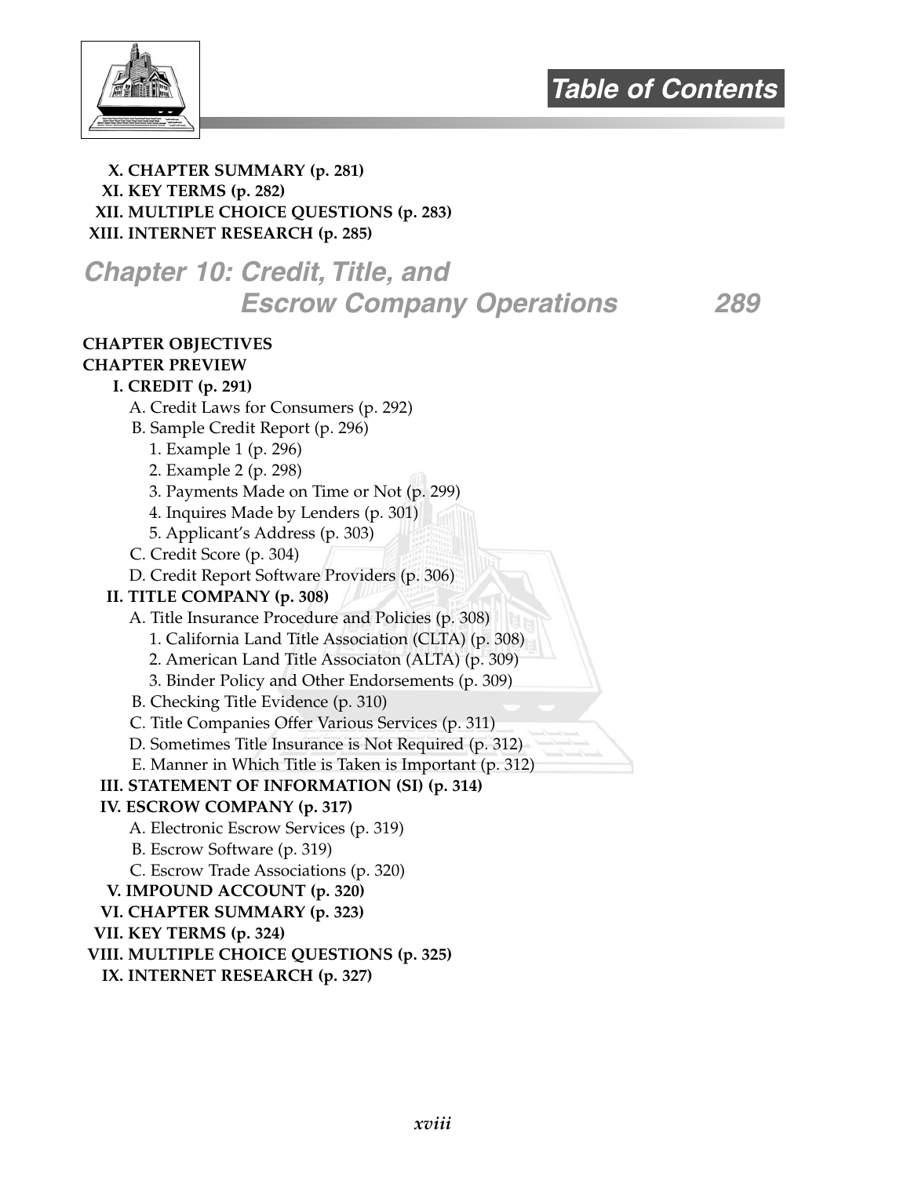**X. CHAPTER SUMMARY (p. 281)**
**XI. KEY TERMS (p. 282)**
**XII. MULTIPLE CHOICE QUESTIONS (p. 283)**
**XIII. INTERNET RESEARCH (p. 285)**

## *Chapter 10: Credit, Title, and Escrow Company Operations* — *289*

**CHAPTER OBJECTIVES**
**CHAPTER PREVIEW**

**I. CREDIT (p. 291)**
- A. Credit Laws for Consumers (p. 292)
- B. Sample Credit Report (p. 296)
  - 1. Example 1 (p. 296)
  - 2. Example 2 (p. 298)
  - 3. Payments Made on Time or Not (p. 299)
  - 4. Inquires Made by Lenders (p. 301)
  - 5. Applicant's Address (p. 303)
- C. Credit Score (p. 304)
- D. Credit Report Software Providers (p. 306)

**II. TITLE COMPANY (p. 308)**
- A. Title Insurance Procedure and Policies (p. 308)
  - 1. California Land Title Association (CLTA) (p. 308)
  - 2. American Land Title Associaton (ALTA) (p. 309)
  - 3. Binder Policy and Other Endorsements (p. 309)
- B. Checking Title Evidence (p. 310)
- C. Title Companies Offer Various Services (p. 311)
- D. Sometimes Title Insurance is Not Required (p. 312)
- E. Manner in Which Title is Taken is Important (p. 312)

**III. STATEMENT OF INFORMATION (SI) (p. 314)**

**IV. ESCROW COMPANY (p. 317)**
- A. Electronic Escrow Services (p. 319)
- B. Escrow Software (p. 319)
- C. Escrow Trade Associations (p. 320)

**V. IMPOUND ACCOUNT (p. 320)**
**VI. CHAPTER SUMMARY (p. 323)**
**VII. KEY TERMS (p. 324)**
**VIII. MULTIPLE CHOICE QUESTIONS (p. 325)**
**IX. INTERNET RESEARCH (p. 327)**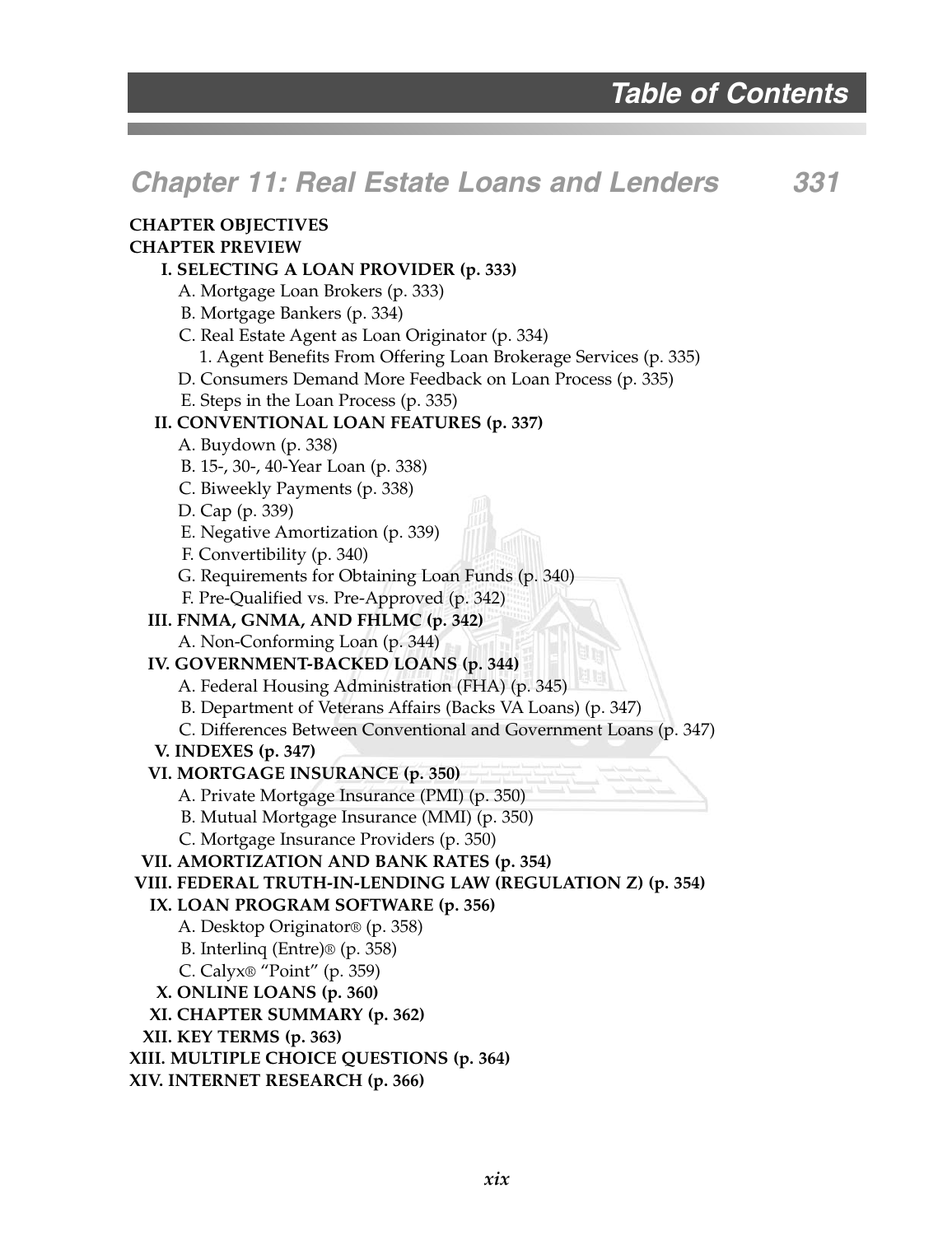# Table of Contents

## Chapter 11: Real Estate Loans and Lenders 331

**CHAPTER OBJECTIVES**

**CHAPTER PREVIEW**

- **I. SELECTING A LOAN PROVIDER (p. 333)**
  - A. Mortgage Loan Brokers (p. 333)
  - B. Mortgage Bankers (p. 334)
  - C. Real Estate Agent as Loan Originator (p. 334)
    - 1. Agent Benefits From Offering Loan Brokerage Services (p. 335)
  - D. Consumers Demand More Feedback on Loan Process (p. 335)
  - E. Steps in the Loan Process (p. 335)
- **II. CONVENTIONAL LOAN FEATURES (p. 337)**
  - A. Buydown (p. 338)
  - B. 15-, 30-, 40-Year Loan (p. 338)
  - C. Biweekly Payments (p. 338)
  - D. Cap (p. 339)
  - E. Negative Amortization (p. 339)
  - F. Convertibility (p. 340)
  - G. Requirements for Obtaining Loan Funds (p. 340)
  - F. Pre-Qualified vs. Pre-Approved (p. 342)
- **III. FNMA, GNMA, AND FHLMC (p. 342)**
  - A. Non-Conforming Loan (p. 344)
- **IV. GOVERNMENT-BACKED LOANS (p. 344)**
  - A. Federal Housing Administration (FHA) (p. 345)
  - B. Department of Veterans Affairs (Backs VA Loans) (p. 347)
  - C. Differences Between Conventional and Government Loans (p. 347)
- **V. INDEXES (p. 347)**
- **VI. MORTGAGE INSURANCE (p. 350)**
  - A. Private Mortgage Insurance (PMI) (p. 350)
  - B. Mutual Mortgage Insurance (MMI) (p. 350)
  - C. Mortgage Insurance Providers (p. 350)
- **VII. AMORTIZATION AND BANK RATES (p. 354)**
- **VIII. FEDERAL TRUTH-IN-LENDING LAW (REGULATION Z) (p. 354)**
- **IX. LOAN PROGRAM SOFTWARE (p. 356)**
  - A. Desktop Originator® (p. 358)
  - B. Interlinq (Entre)® (p. 358)
  - C. Calyx® "Point" (p. 359)
- **X. ONLINE LOANS (p. 360)**
- **XI. CHAPTER SUMMARY (p. 362)**
- **XII. KEY TERMS (p. 363)**

**XIII. MULTIPLE CHOICE QUESTIONS (p. 364)**

**XIV. INTERNET RESEARCH (p. 366)**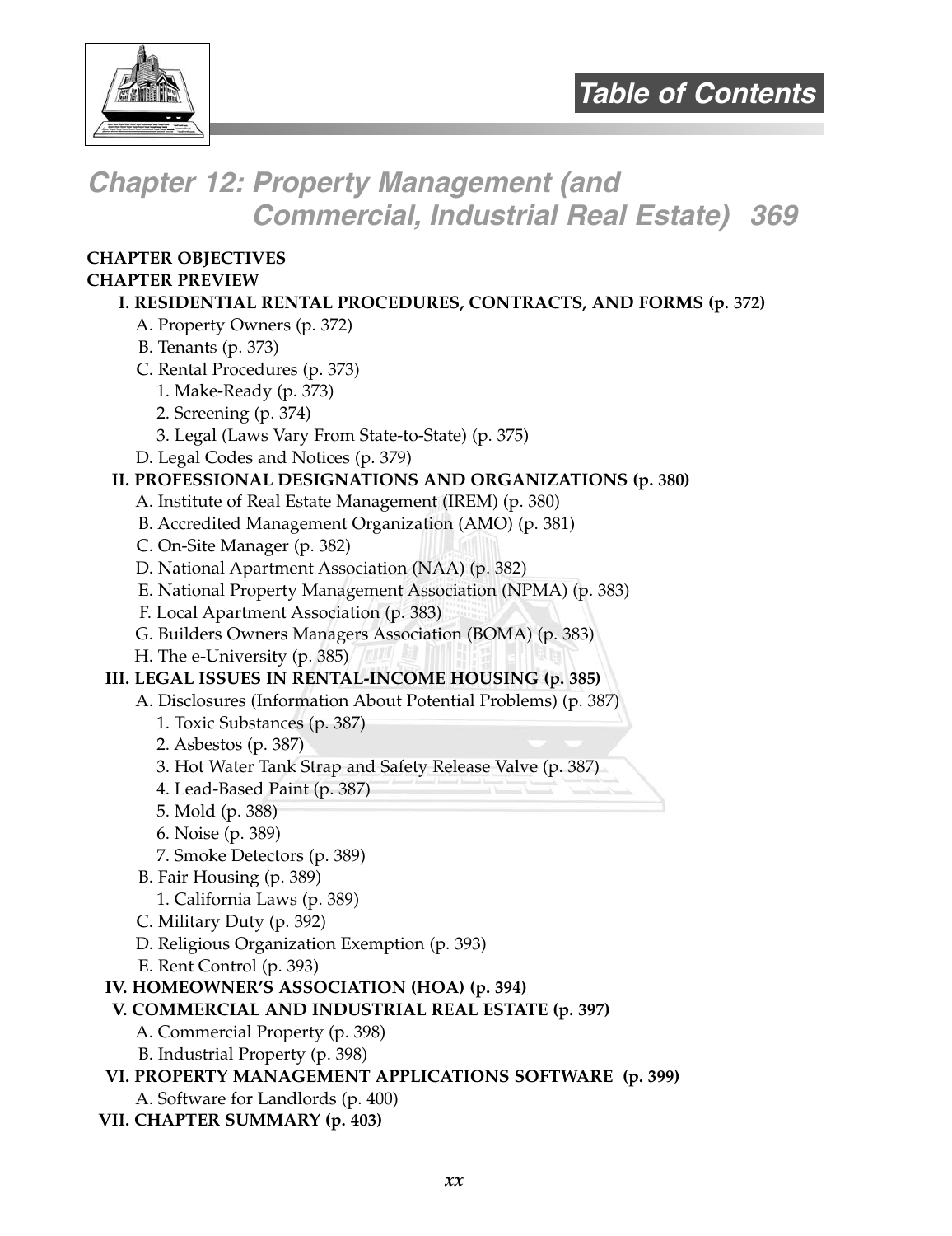## Chapter 12: Property Management (and Commercial, Industrial Real Estate) 369

**CHAPTER OBJECTIVES**

**CHAPTER PREVIEW**

- **I. RESIDENTIAL RENTAL PROCEDURES, CONTRACTS, AND FORMS (p. 372)**
  - A. Property Owners (p. 372)
  - B. Tenants (p. 373)
  - C. Rental Procedures (p. 373)
    - 1. Make-Ready (p. 373)
    - 2. Screening (p. 374)
    - 3. Legal (Laws Vary From State-to-State) (p. 375)
  - D. Legal Codes and Notices (p. 379)
- **II. PROFESSIONAL DESIGNATIONS AND ORGANIZATIONS (p. 380)**
  - A. Institute of Real Estate Management (IREM) (p. 380)
  - B. Accredited Management Organization (AMO) (p. 381)
  - C. On-Site Manager (p. 382)
  - D. National Apartment Association (NAA) (p. 382)
  - E. National Property Management Association (NPMA) (p. 383)
  - F. Local Apartment Association (p. 383)
  - G. Builders Owners Managers Association (BOMA) (p. 383)
  - H. The e-University (p. 385)
- **III. LEGAL ISSUES IN RENTAL-INCOME HOUSING (p. 385)**
  - A. Disclosures (Information About Potential Problems) (p. 387)
    - 1. Toxic Substances (p. 387)
    - 2. Asbestos (p. 387)
    - 3. Hot Water Tank Strap and Safety Release Valve (p. 387)
    - 4. Lead-Based Paint (p. 387)
    - 5. Mold (p. 388)
    - 6. Noise (p. 389)
    - 7. Smoke Detectors (p. 389)
  - B. Fair Housing (p. 389)
    - 1. California Laws (p. 389)
  - C. Military Duty (p. 392)
  - D. Religious Organization Exemption (p. 393)
  - E. Rent Control (p. 393)
- **IV. HOMEOWNER'S ASSOCIATION (HOA) (p. 394)**
- **V. COMMERCIAL AND INDUSTRIAL REAL ESTATE (p. 397)**
  - A. Commercial Property (p. 398)
  - B. Industrial Property (p. 398)
- **VI. PROPERTY MANAGEMENT APPLICATIONS SOFTWARE (p. 399)**
  - A. Software for Landlords (p. 400)
- **VII. CHAPTER SUMMARY (p. 403)**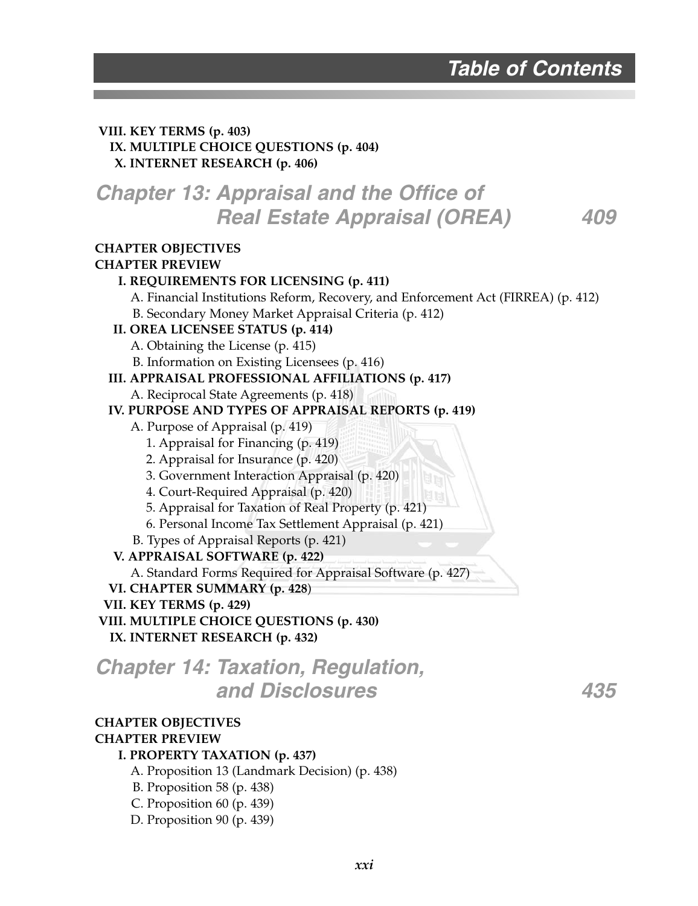**VIII. KEY TERMS (p. 403)**

**IX. MULTIPLE CHOICE QUESTIONS (p. 404)**

**X. INTERNET RESEARCH (p. 406)**

## Chapter 13: Appraisal and the Office of Real Estate Appraisal (OREA) 409

**CHAPTER OBJECTIVES**

**CHAPTER PREVIEW**

**I. REQUIREMENTS FOR LICENSING (p. 411)**

- A. Financial Institutions Reform, Recovery, and Enforcement Act (FIRREA) (p. 412)
- B. Secondary Money Market Appraisal Criteria (p. 412)

**II. OREA LICENSEE STATUS (p. 414)**

- A. Obtaining the License (p. 415)
- B. Information on Existing Licensees (p. 416)

**III. APPRAISAL PROFESSIONAL AFFILIATIONS (p. 417)**

- A. Reciprocal State Agreements (p. 418)

**IV. PURPOSE AND TYPES OF APPRAISAL REPORTS (p. 419)**

- A. Purpose of Appraisal (p. 419)
  1. Appraisal for Financing (p. 419)
  2. Appraisal for Insurance (p. 420)
  3. Government Interaction Appraisal (p. 420)
  4. Court-Required Appraisal (p. 420)
  5. Appraisal for Taxation of Real Property (p. 421)
  6. Personal Income Tax Settlement Appraisal (p. 421)
- B. Types of Appraisal Reports (p. 421)

**V. APPRAISAL SOFTWARE (p. 422)**

- A. Standard Forms Required for Appraisal Software (p. 427)

**VI. CHAPTER SUMMARY (p. 428)**

**VII. KEY TERMS (p. 429)**

**VIII. MULTIPLE CHOICE QUESTIONS (p. 430)**

**IX. INTERNET RESEARCH (p. 432)**

## Chapter 14: Taxation, Regulation, and Disclosures 435

**CHAPTER OBJECTIVES**

**CHAPTER PREVIEW**

**I. PROPERTY TAXATION (p. 437)**

- A. Proposition 13 (Landmark Decision) (p. 438)
- B. Proposition 58 (p. 438)
- C. Proposition 60 (p. 439)
- D. Proposition 90 (p. 439)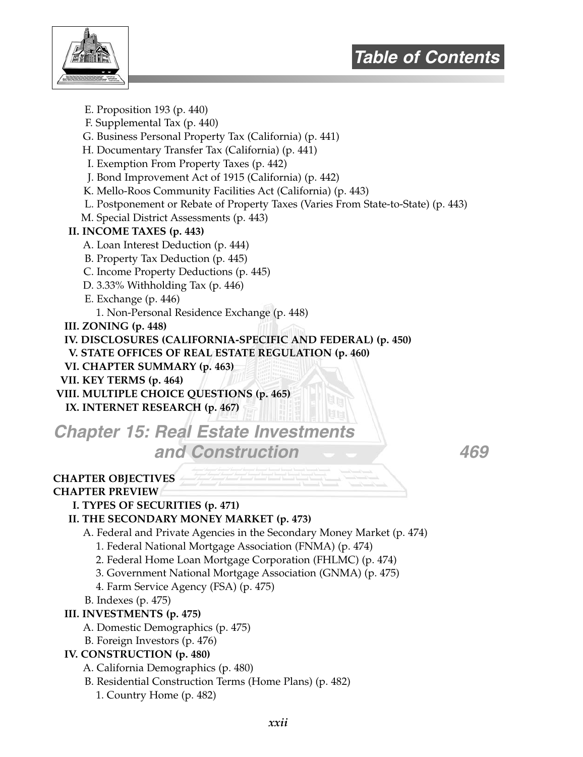E. Proposition 193 (p. 440)
F. Supplemental Tax (p. 440)
G. Business Personal Property Tax (California) (p. 441)
H. Documentary Transfer Tax (California) (p. 441)
I. Exemption From Property Taxes (p. 442)
J. Bond Improvement Act of 1915 (California) (p. 442)
K. Mello-Roos Community Facilities Act (California) (p. 443)
L. Postponement or Rebate of Property Taxes (Varies From State-to-State) (p. 443)
M. Special District Assessments (p. 443)

**II. INCOME TAXES (p. 443)**

A. Loan Interest Deduction (p. 444)
B. Property Tax Deduction (p. 445)
C. Income Property Deductions (p. 445)
D. 3.33% Withholding Tax (p. 446)
E. Exchange (p. 446)
 1. Non-Personal Residence Exchange (p. 448)

**III. ZONING (p. 448)**

**IV. DISCLOSURES (CALIFORNIA-SPECIFIC AND FEDERAL) (p. 450)**

**V. STATE OFFICES OF REAL ESTATE REGULATION (p. 460)**

**VI. CHAPTER SUMMARY (p. 463)**

**VII. KEY TERMS (p. 464)**

**VIII. MULTIPLE CHOICE QUESTIONS (p. 465)**

**IX. INTERNET RESEARCH (p. 467)**

## Chapter 15: Real Estate Investments and Construction 469

**CHAPTER OBJECTIVES**

**CHAPTER PREVIEW**

**I. TYPES OF SECURITIES (p. 471)**

**II. THE SECONDARY MONEY MARKET (p. 473)**

A. Federal and Private Agencies in the Secondary Money Market (p. 474)
 1. Federal National Mortgage Association (FNMA) (p. 474)
 2. Federal Home Loan Mortgage Corporation (FHLMC) (p. 474)
 3. Government National Mortgage Association (GNMA) (p. 475)
 4. Farm Service Agency (FSA) (p. 475)
B. Indexes (p. 475)

**III. INVESTMENTS (p. 475)**

A. Domestic Demographics (p. 475)
B. Foreign Investors (p. 476)

**IV. CONSTRUCTION (p. 480)**

A. California Demographics (p. 480)
B. Residential Construction Terms (Home Plans) (p. 482)
 1. Country Home (p. 482)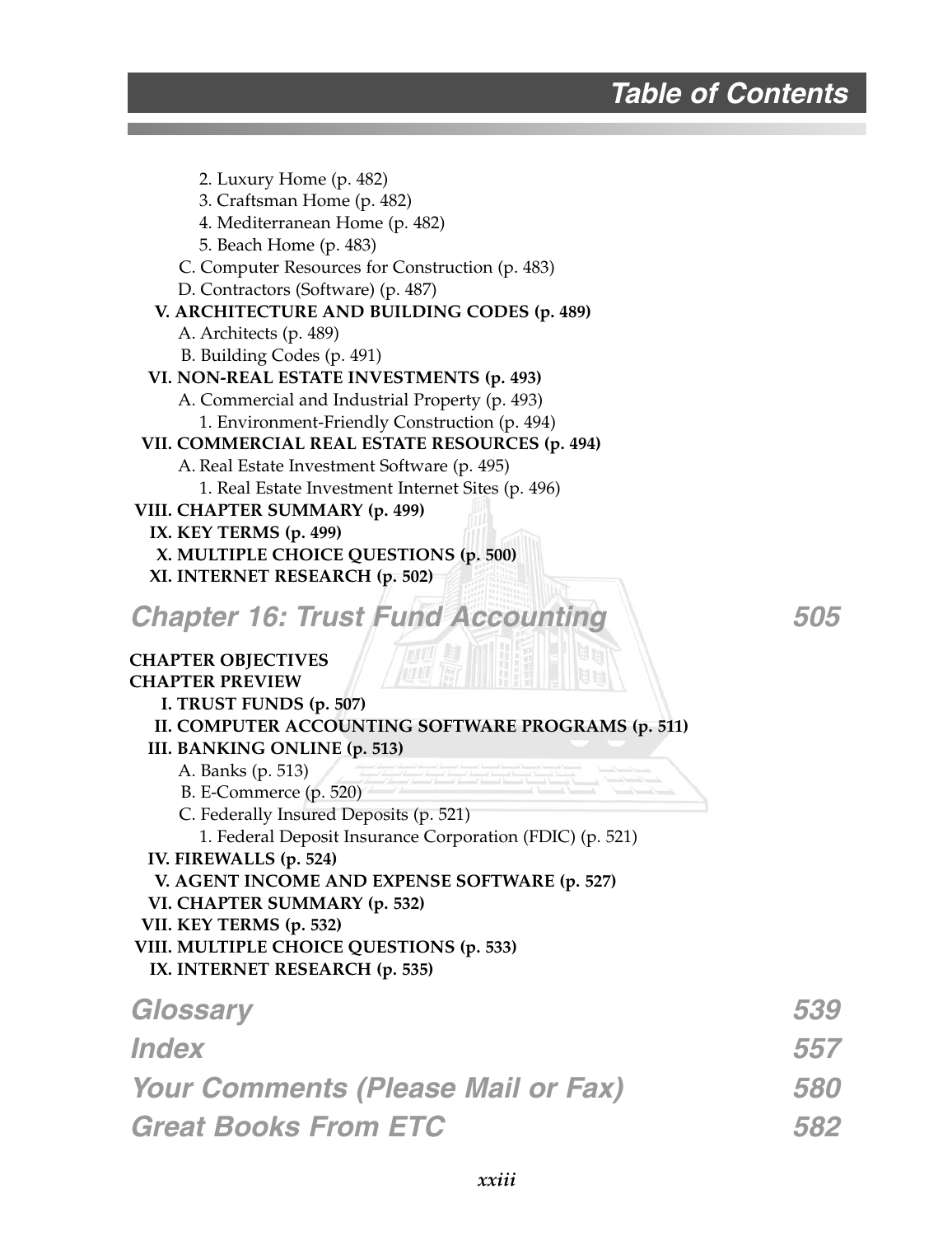2. Luxury Home (p. 482)
3. Craftsman Home (p. 482)
4. Mediterranean Home (p. 482)
5. Beach Home (p. 483)

C. Computer Resources for Construction (p. 483)
D. Contractors (Software) (p. 487)

**V. ARCHITECTURE AND BUILDING CODES (p. 489)**

A. Architects (p. 489)
B. Building Codes (p. 491)

**VI. NON-REAL ESTATE INVESTMENTS (p. 493)**

A. Commercial and Industrial Property (p. 493)
1. Environment-Friendly Construction (p. 494)

**VII. COMMERCIAL REAL ESTATE RESOURCES (p. 494)**

A. Real Estate Investment Software (p. 495)
1. Real Estate Investment Internet Sites (p. 496)

**VIII. CHAPTER SUMMARY (p. 499)**

**IX. KEY TERMS (p. 499)**

**X. MULTIPLE CHOICE QUESTIONS (p. 500)**

**XI. INTERNET RESEARCH (p. 502)**

## Chapter 16: Trust Fund Accounting 505

**CHAPTER OBJECTIVES**

**CHAPTER PREVIEW**

**I. TRUST FUNDS (p. 507)**

**II. COMPUTER ACCOUNTING SOFTWARE PROGRAMS (p. 511)**

**III. BANKING ONLINE (p. 513)**

A. Banks (p. 513)
B. E-Commerce (p. 520)
C. Federally Insured Deposits (p. 521)
1. Federal Deposit Insurance Corporation (FDIC) (p. 521)

**IV. FIREWALLS (p. 524)**

**V. AGENT INCOME AND EXPENSE SOFTWARE (p. 527)**

**VI. CHAPTER SUMMARY (p. 532)**

**VII. KEY TERMS (p. 532)**

**VIII. MULTIPLE CHOICE QUESTIONS (p. 533)**

**IX. INTERNET RESEARCH (p. 535)**

## Glossary 539

## Index 557

## Your Comments (Please Mail or Fax) 580

## Great Books From ETC 582